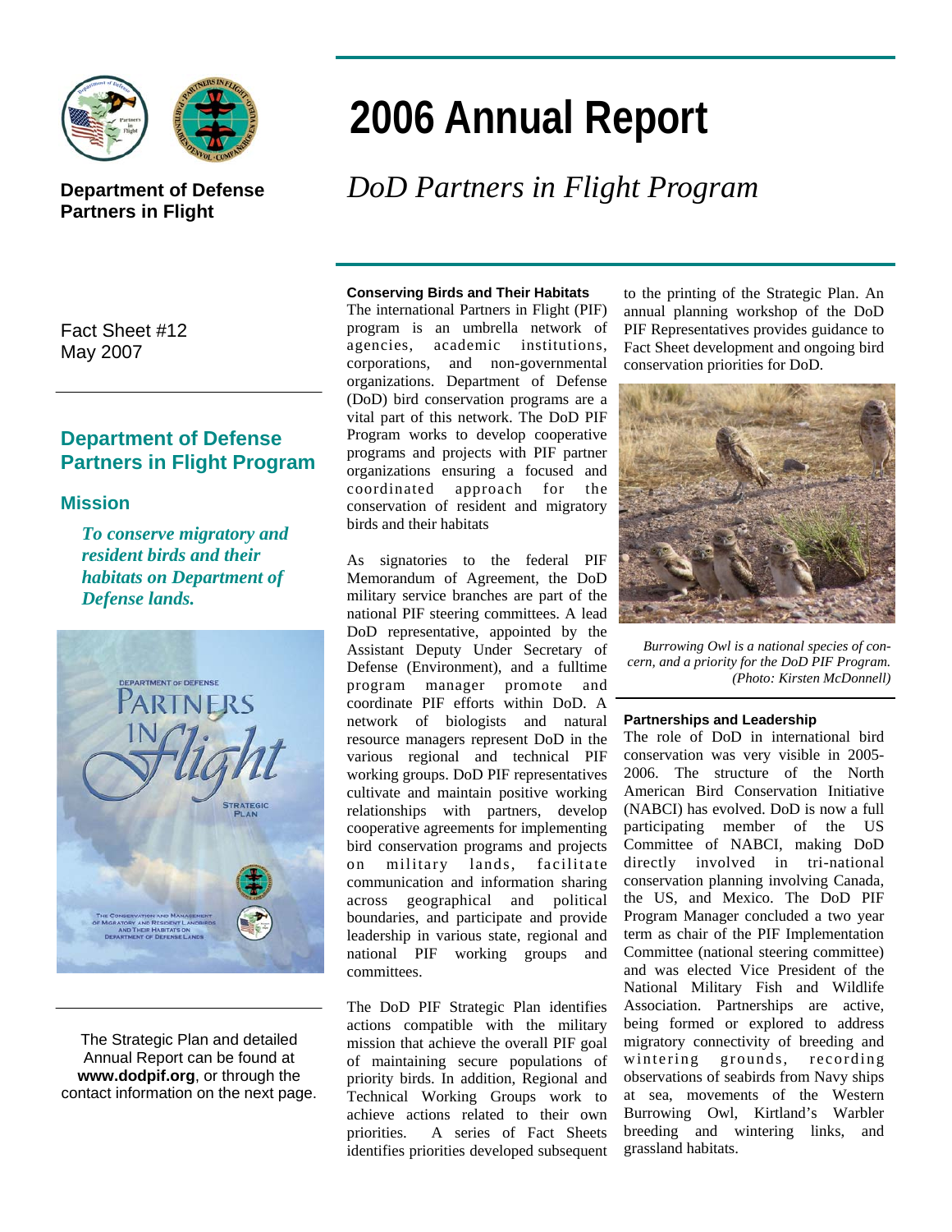# 2006 Annual Report

## *DoD Partners in Flight Program*

**Department of Defense Partners in Flight**

Fact Sheet #12
May 2007

## Department of Defense Partners in Flight Program

### Mission

*To conserve migratory and resident birds and their habitats on Department of Defense lands.*

The Strategic Plan and detailed Annual Report can be found at **www.dodpif.org**, or through the contact information on the next page.

#### Conserving Birds and Their Habitats

The international Partners in Flight (PIF) program is an umbrella network of agencies, academic institutions, corporations, and non-governmental organizations. Department of Defense (DoD) bird conservation programs are a vital part of this network. The DoD PIF Program works to develop cooperative programs and projects with PIF partner organizations ensuring a focused and coordinated approach for the conservation of resident and migratory birds and their habitats

As signatories to the federal PIF Memorandum of Agreement, the DoD military service branches are part of the national PIF steering committees. A lead DoD representative, appointed by the Assistant Deputy Under Secretary of Defense (Environment), and a fulltime program manager promote and coordinate PIF efforts within DoD. A network of biologists and natural resource managers represent DoD in the various regional and technical PIF working groups. DoD PIF representatives cultivate and maintain positive working relationships with partners, develop cooperative agreements for implementing bird conservation programs and projects on military lands, facilitate communication and information sharing across geographical and political boundaries, and participate and provide leadership in various state, regional and national PIF working groups and committees.

The DoD PIF Strategic Plan identifies actions compatible with the military mission that achieve the overall PIF goal of maintaining secure populations of priority birds. In addition, Regional and Technical Working Groups work to achieve actions related to their own priorities. A series of Fact Sheets identifies priorities developed subsequent to the printing of the Strategic Plan. An annual planning workshop of the DoD PIF Representatives provides guidance to Fact Sheet development and ongoing bird conservation priorities for DoD.

*Burrowing Owl is a national species of concern, and a priority for the DoD PIF Program. (Photo: Kirsten McDonnell)*

#### Partnerships and Leadership

The role of DoD in international bird conservation was very visible in 2005-2006. The structure of the North American Bird Conservation Initiative (NABCI) has evolved. DoD is now a full participating member of the US Committee of NABCI, making DoD directly involved in tri-national conservation planning involving Canada, the US, and Mexico. The DoD PIF Program Manager concluded a two year term as chair of the PIF Implementation Committee (national steering committee) and was elected Vice President of the National Military Fish and Wildlife Association. Partnerships are active, being formed or explored to address migratory connectivity of breeding and wintering grounds, recording observations of seabirds from Navy ships at sea, movements of the Western Burrowing Owl, Kirtland's Warbler breeding and wintering links, and grassland habitats.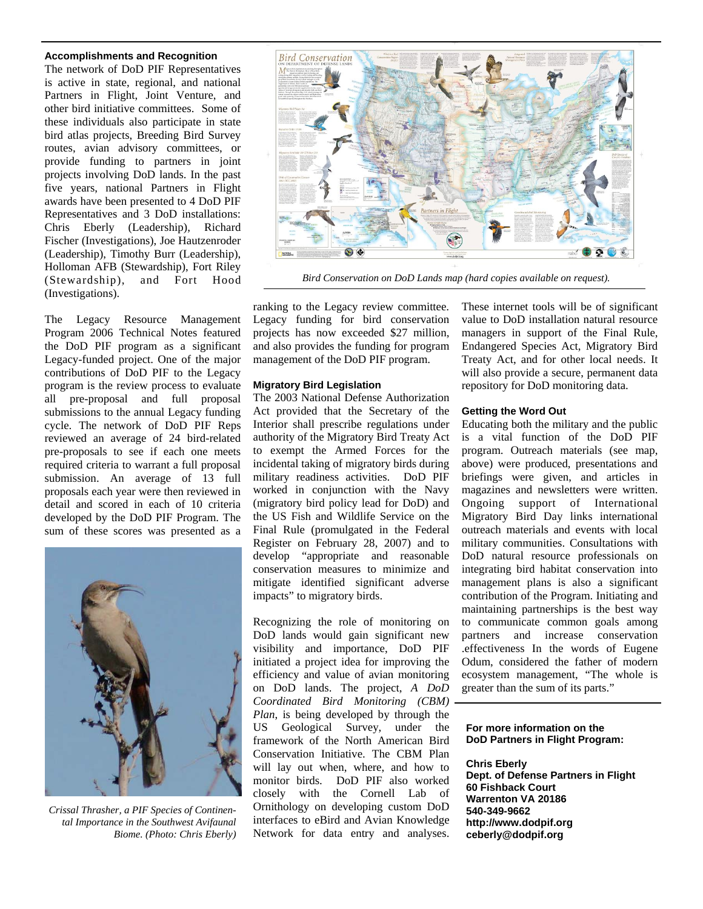### Accomplishments and Recognition

The network of DoD PIF Representatives is active in state, regional, and national Partners in Flight, Joint Venture, and other bird initiative committees. Some of these individuals also participate in state bird atlas projects, Breeding Bird Survey routes, avian advisory committees, or provide funding to partners in joint projects involving DoD lands. In the past five years, national Partners in Flight awards have been presented to 4 DoD PIF Representatives and 3 DoD installations: Chris Eberly (Leadership), Richard Fischer (Investigations), Joe Hautzenroder (Leadership), Timothy Burr (Leadership), Holloman AFB (Stewardship), Fort Riley (Stewardship), and Fort Hood (Investigations).

The Legacy Resource Management Program 2006 Technical Notes featured the DoD PIF program as a significant Legacy-funded project. One of the major contributions of DoD PIF to the Legacy program is the review process to evaluate all pre-proposal and full proposal submissions to the annual Legacy funding cycle. The network of DoD PIF Reps reviewed an average of 24 bird-related pre-proposals to see if each one meets required criteria to warrant a full proposal submission. An average of 13 full proposals each year were then reviewed in detail and scored in each of 10 criteria developed by the DoD PIF Program. The sum of these scores was presented as a ranking to the Legacy review committee. Legacy funding for bird conservation projects has now exceeded $27 million, and also provides the funding for program management of the DoD PIF program.

*Crissal Thrasher, a PIF Species of Continental Importance in the Southwest Avifaunal Biome. (Photo: Chris Eberly)*

*Bird Conservation on DoD Lands map (hard copies available on request).*

### Migratory Bird Legislation

The 2003 National Defense Authorization Act provided that the Secretary of the Interior shall prescribe regulations under authority of the Migratory Bird Treaty Act to exempt the Armed Forces for the incidental taking of migratory birds during military readiness activities. DoD PIF worked in conjunction with the Navy (migratory bird policy lead for DoD) and the US Fish and Wildlife Service on the Final Rule (promulgated in the Federal Register on February 28, 2007) and to develop "appropriate and reasonable conservation measures to minimize and mitigate identified significant adverse impacts" to migratory birds.

Recognizing the role of monitoring on DoD lands would gain significant new visibility and importance, DoD PIF initiated a project idea for improving the efficiency and value of avian monitoring on DoD lands. The project, *A DoD Coordinated Bird Monitoring (CBM) Plan*, is being developed by through the US Geological Survey, under the framework of the North American Bird Conservation Initiative. The CBM Plan will lay out when, where, and how to monitor birds. DoD PIF also worked closely with the Cornell Lab of Ornithology on developing custom DoD interfaces to eBird and Avian Knowledge Network for data entry and analyses. These internet tools will be of significant value to DoD installation natural resource managers in support of the Final Rule, Endangered Species Act, Migratory Bird Treaty Act, and for other local needs. It will also provide a secure, permanent data repository for DoD monitoring data.

### Getting the Word Out

Educating both the military and the public is a vital function of the DoD PIF program. Outreach materials (see map, above) were produced, presentations and briefings were given, and articles in magazines and newsletters were written. Ongoing support of International Migratory Bird Day links international outreach materials and events with local military communities. Consultations with DoD natural resource professionals on integrating bird habitat conservation into management plans is also a significant contribution of the Program. Initiating and maintaining partnerships is the best way to communicate common goals among partners and increase conservation .effectiveness In the words of Eugene Odum, considered the father of modern ecosystem management, "The whole is greater than the sum of its parts."

**For more information on the DoD Partners in Flight Program:**

**Chris Eberly**
**Dept. of Defense Partners in Flight**
**60 Fishback Court**
**Warrenton VA 20186**
**540-349-9662**
**http://www.dodpif.org**
**ceberly@dodpif.org**